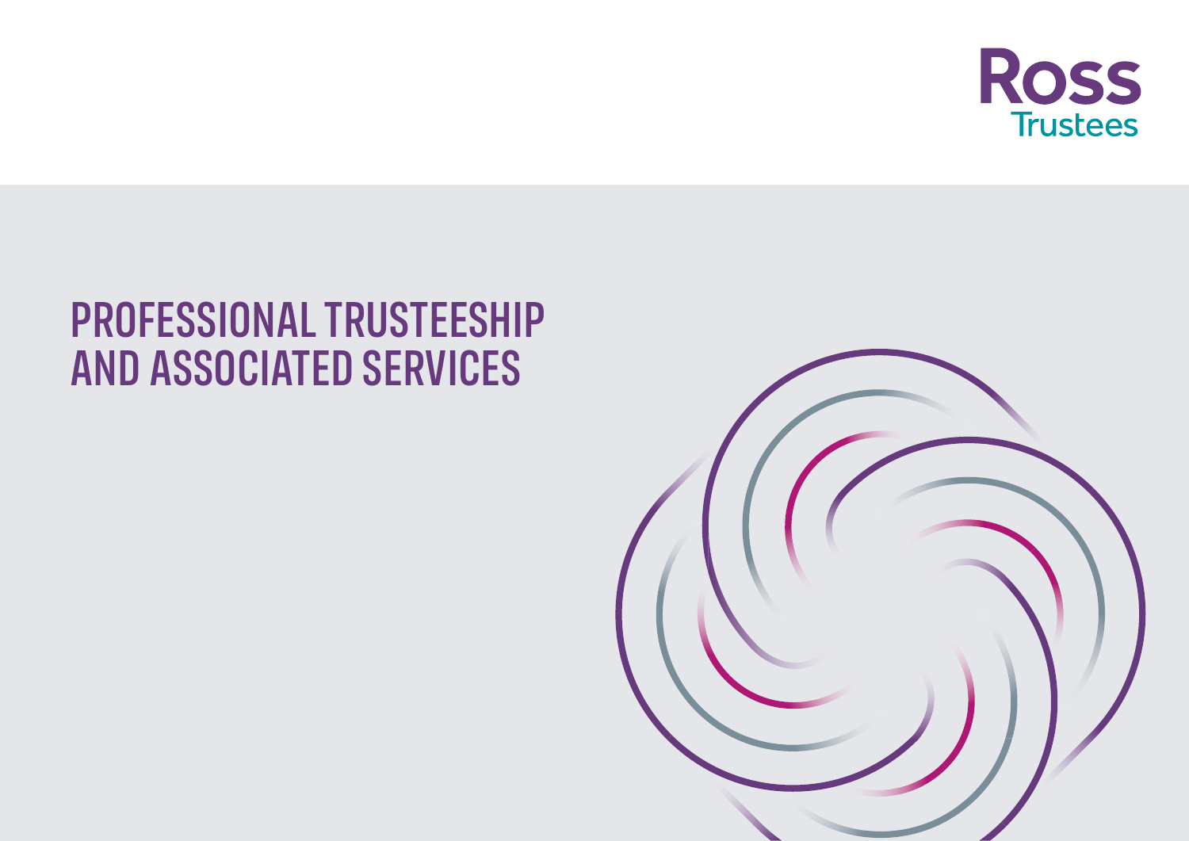Ross Trustees

# PROFESSIONAL TRUSTEESHIP AND ASSOCIATED SERVICES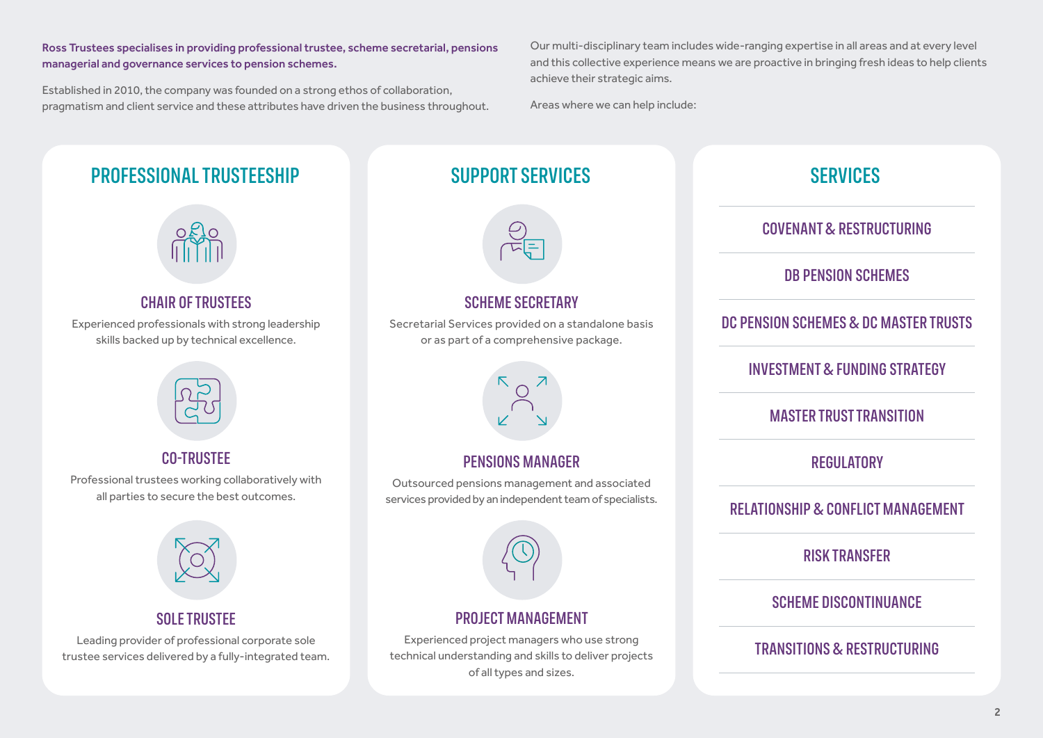**Ross Trustees specialises in providing professional trustee, scheme secretarial, pensions managerial and governance services to pension schemes.**

Established in 2010, the company was founded on a strong ethos of collaboration, pragmatism and client service and these attributes have driven the business throughout.

Our multi-disciplinary team includes wide-ranging expertise in all areas and at every level and this collective experience means we are proactive in bringing fresh ideas to help clients achieve their strategic aims.

Areas where we can help include:

## PROFESSIONAL TRUSTEESHIP

### CHAIR OF TRUSTEES

Experienced professionals with strong leadership skills backed up by technical excellence.

### CO-TRUSTEE

Professional trustees working collaboratively with all parties to secure the best outcomes.

### SOLE TRUSTEE

Leading provider of professional corporate sole trustee services delivered by a fully-integrated team.

## SUPPORT SERVICES

### SCHEME SECRETARY

Secretarial Services provided on a standalone basis or as part of a comprehensive package.

### PENSIONS MANAGER

Outsourced pensions management and associated services provided by an independent team of specialists.

### PROJECT MANAGEMENT

Experienced project managers who use strong technical understanding and skills to deliver projects of all types and sizes.

## SERVICES

- COVENANT & RESTRUCTURING
- DB PENSION SCHEMES
- DC PENSION SCHEMES & DC MASTER TRUSTS
- INVESTMENT & FUNDING STRATEGY
- MASTER TRUST TRANSITION
- REGULATORY
- RELATIONSHIP & CONFLICT MANAGEMENT
- RISK TRANSFER
- SCHEME DISCONTINUANCE
- TRANSITIONS & RESTRUCTURING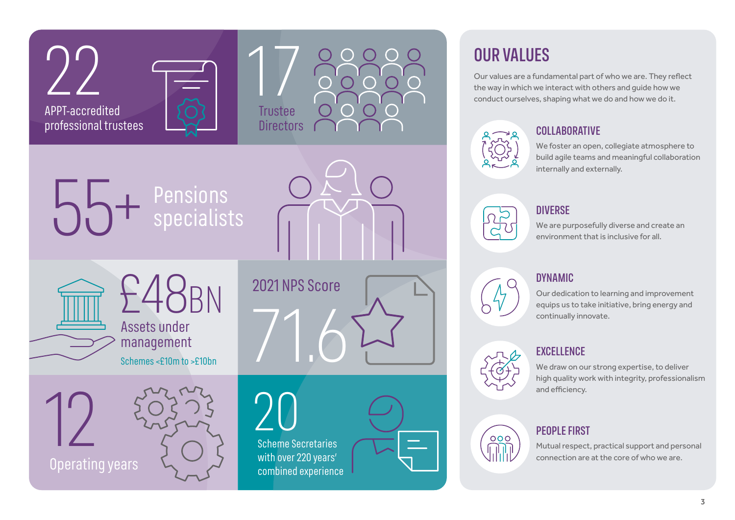22
APPT-accredited professional trustees

17
Trustee Directors

55+ Pensions specialists

£48BN
Assets under management
Schemes <£10m to >£10bn

2021 NPS Score
71.6

12
Operating years

20
Scheme Secretaries with over 220 years' combined experience

# OUR VALUES

Our values are a fundamental part of who we are. They reflect the way in which we interact with others and guide how we conduct ourselves, shaping what we do and how we do it.

## COLLABORATIVE

We foster an open, collegiate atmosphere to build agile teams and meaningful collaboration internally and externally.

## DIVERSE

We are purposefully diverse and create an environment that is inclusive for all.

## DYNAMIC

Our dedication to learning and improvement equips us to take initiative, bring energy and continually innovate.

## EXCELLENCE

We draw on our strong expertise, to deliver high quality work with integrity, professionalism and efficiency.

## PEOPLE FIRST

Mutual respect, practical support and personal connection are at the core of who we are.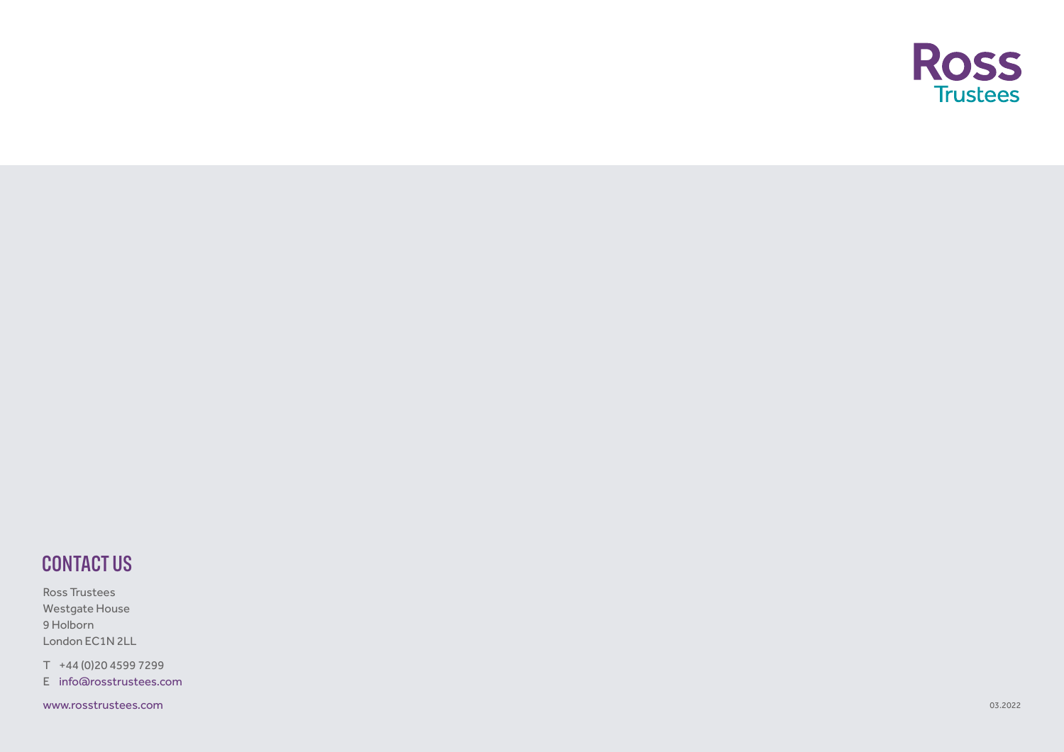Ross
Trustees

## CONTACT US

Ross Trustees
Westgate House
9 Holborn
London EC1N 2LL

T +44 (0)20 4599 7299
E info@rosstrustees.com

www.rosstrustees.com

03.2022